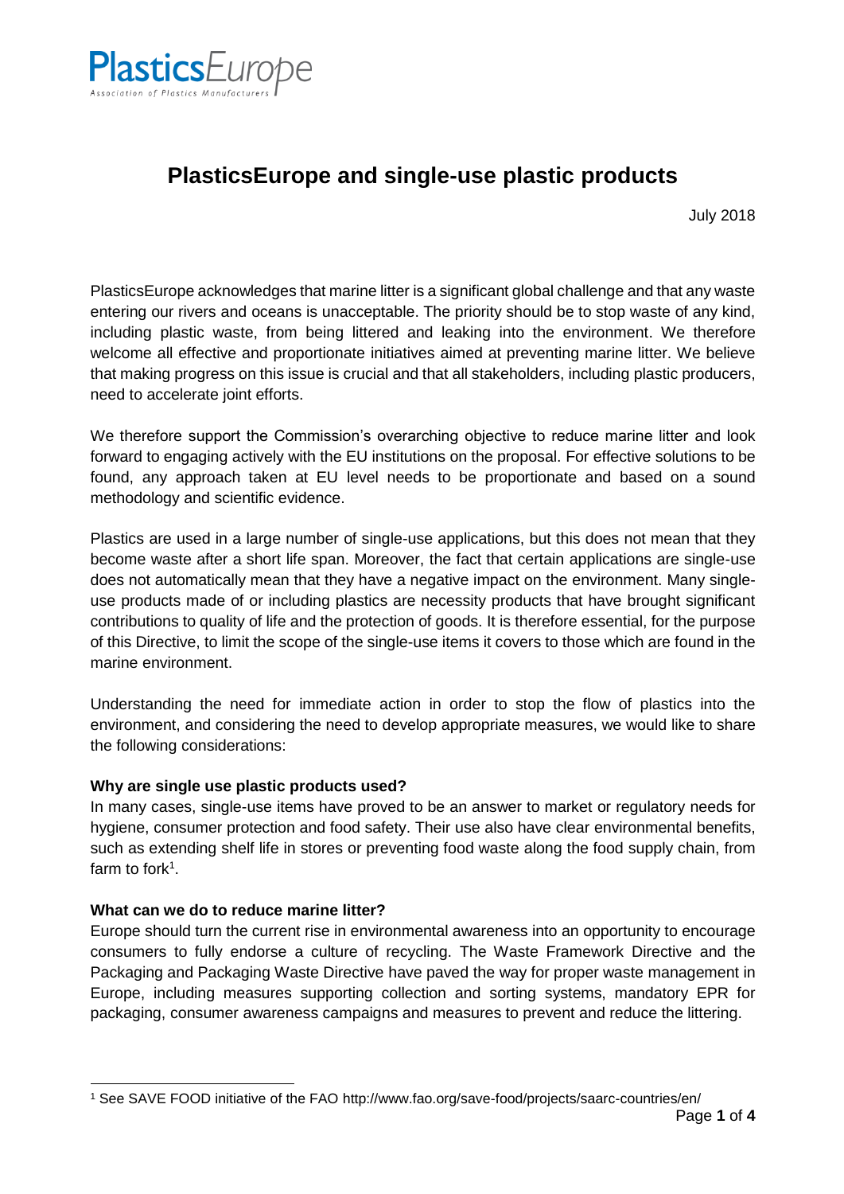# PlasticsEurope and single-use plastic products

July 2018

PlasticsEurope acknowledges that marine litter is a significant global challenge and that any waste entering our rivers and oceans is unacceptable. The priority should be to stop waste of any kind, including plastic waste, from being littered and leaking into the environment. We therefore welcome all effective and proportionate initiatives aimed at preventing marine litter. We believe that making progress on this issue is crucial and that all stakeholders, including plastic producers, need to accelerate joint efforts.

We therefore support the Commission's overarching objective to reduce marine litter and look forward to engaging actively with the EU institutions on the proposal. For effective solutions to be found, any approach taken at EU level needs to be proportionate and based on a sound methodology and scientific evidence.

Plastics are used in a large number of single-use applications, but this does not mean that they become waste after a short life span. Moreover, the fact that certain applications are single-use does not automatically mean that they have a negative impact on the environment. Many single-use products made of or including plastics are necessity products that have brought significant contributions to quality of life and the protection of goods. It is therefore essential, for the purpose of this Directive, to limit the scope of the single-use items it covers to those which are found in the marine environment.

Understanding the need for immediate action in order to stop the flow of plastics into the environment, and considering the need to develop appropriate measures, we would like to share the following considerations:

**Why are single use plastic products used?**

In many cases, single-use items have proved to be an answer to market or regulatory needs for hygiene, consumer protection and food safety. Their use also have clear environmental benefits, such as extending shelf life in stores or preventing food waste along the food supply chain, from farm to fork[1].

**What can we do to reduce marine litter?**

Europe should turn the current rise in environmental awareness into an opportunity to encourage consumers to fully endorse a culture of recycling. The Waste Framework Directive and the Packaging and Packaging Waste Directive have paved the way for proper waste management in Europe, including measures supporting collection and sorting systems, mandatory EPR for packaging, consumer awareness campaigns and measures to prevent and reduce the littering.

[1] See SAVE FOOD initiative of the FAO http://www.fao.org/save-food/projects/saarc-countries/en/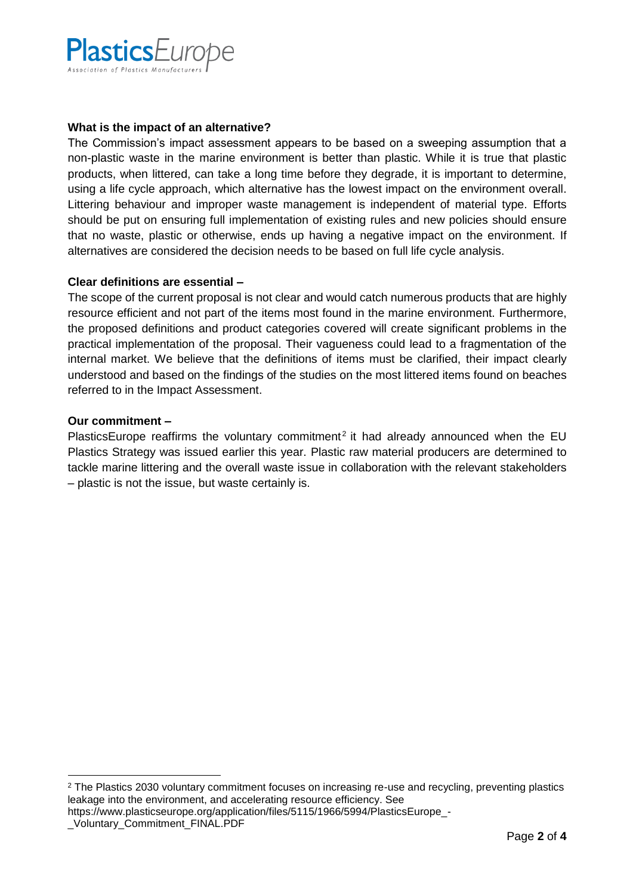**What is the impact of an alternative?**

The Commission's impact assessment appears to be based on a sweeping assumption that a non-plastic waste in the marine environment is better than plastic. While it is true that plastic products, when littered, can take a long time before they degrade, it is important to determine, using a life cycle approach, which alternative has the lowest impact on the environment overall. Littering behaviour and improper waste management is independent of material type. Efforts should be put on ensuring full implementation of existing rules and new policies should ensure that no waste, plastic or otherwise, ends up having a negative impact on the environment. If alternatives are considered the decision needs to be based on full life cycle analysis.

**Clear definitions are essential –**

The scope of the current proposal is not clear and would catch numerous products that are highly resource efficient and not part of the items most found in the marine environment. Furthermore, the proposed definitions and product categories covered will create significant problems in the practical implementation of the proposal. Their vagueness could lead to a fragmentation of the internal market. We believe that the definitions of items must be clarified, their impact clearly understood and based on the findings of the studies on the most littered items found on beaches referred to in the Impact Assessment.

**Our commitment –**

PlasticsEurope reaffirms the voluntary commitment[2] it had already announced when the EU Plastics Strategy was issued earlier this year. Plastic raw material producers are determined to tackle marine littering and the overall waste issue in collaboration with the relevant stakeholders – plastic is not the issue, but waste certainly is.

---

[2] The Plastics 2030 voluntary commitment focuses on increasing re-use and recycling, preventing plastics leakage into the environment, and accelerating resource efficiency. See https://www.plasticseurope.org/application/files/5115/1966/5994/PlasticsEurope_-_Voluntary_Commitment_FINAL.PDF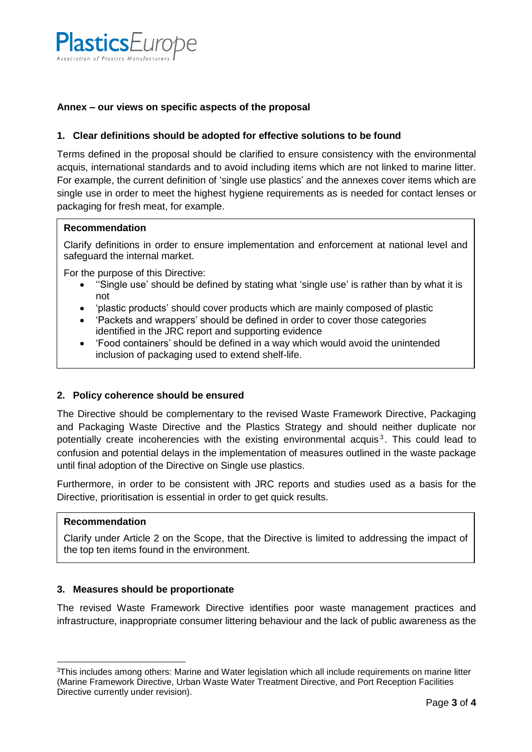PlasticsEurope

Association of Plastics Manufacturers

## Annex – our views on specific aspects of the proposal

### 1. Clear definitions should be adopted for effective solutions to be found

Terms defined in the proposal should be clarified to ensure consistency with the environmental acquis, international standards and to avoid including items which are not linked to marine litter. For example, the current definition of 'single use plastics' and the annexes cover items which are single use in order to meet the highest hygiene requirements as is needed for contact lenses or packaging for fresh meat, for example.

> **Recommendation**
>
> Clarify definitions in order to ensure implementation and enforcement at national level and safeguard the internal market.
>
> For the purpose of this Directive:
>
> - ''Single use' should be defined by stating what 'single use' is rather than by what it is not
> - 'plastic products' should cover products which are mainly composed of plastic
> - 'Packets and wrappers' should be defined in order to cover those categories identified in the JRC report and supporting evidence
> - 'Food containers' should be defined in a way which would avoid the unintended inclusion of packaging used to extend shelf-life.

### 2. Policy coherence should be ensured

The Directive should be complementary to the revised Waste Framework Directive, Packaging and Packaging Waste Directive and the Plastics Strategy and should neither duplicate nor potentially create incoherencies with the existing environmental acquis[3]. This could lead to confusion and potential delays in the implementation of measures outlined in the waste package until final adoption of the Directive on Single use plastics.

Furthermore, in order to be consistent with JRC reports and studies used as a basis for the Directive, prioritisation is essential in order to get quick results.

> **Recommendation**
>
> Clarify under Article 2 on the Scope, that the Directive is limited to addressing the impact of the top ten items found in the environment.

### 3. Measures should be proportionate

The revised Waste Framework Directive identifies poor waste management practices and infrastructure, inappropriate consumer littering behaviour and the lack of public awareness as the

[3] This includes among others: Marine and Water legislation which all include requirements on marine litter (Marine Framework Directive, Urban Waste Water Treatment Directive, and Port Reception Facilities Directive currently under revision).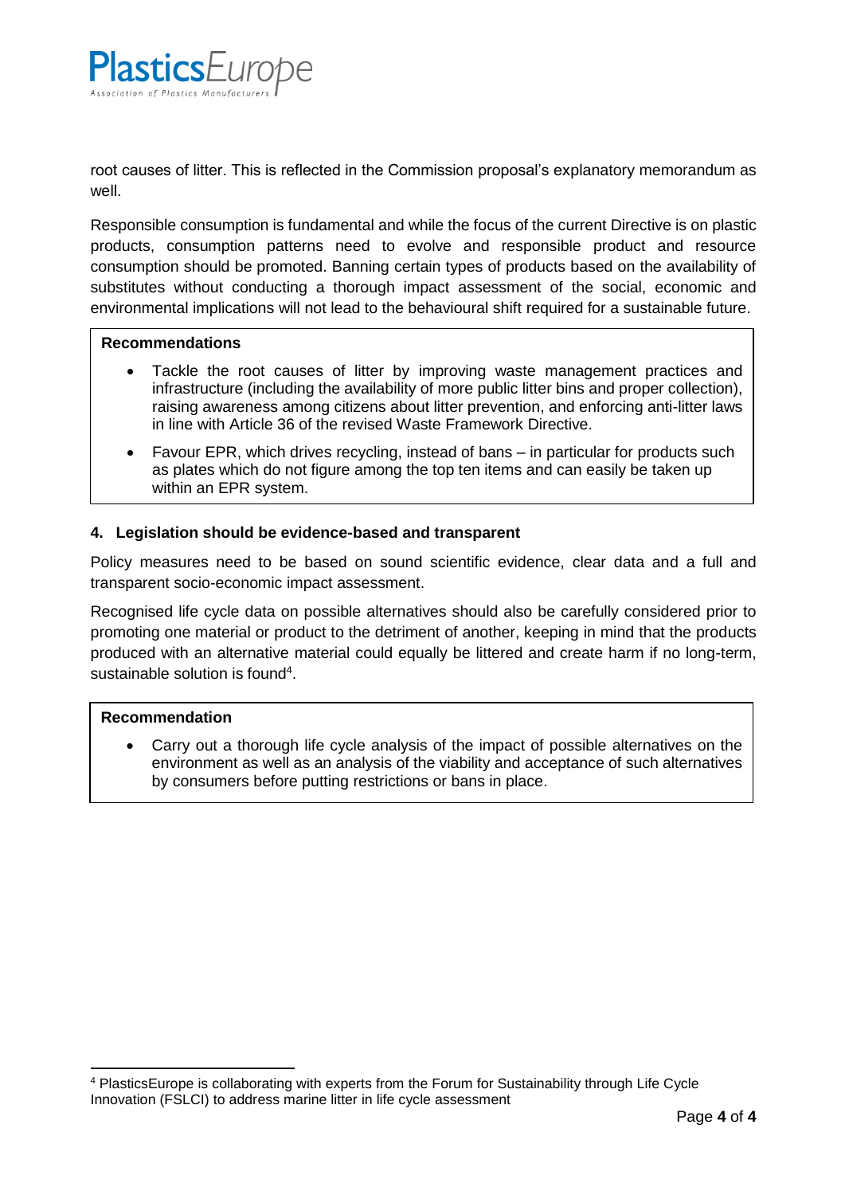root causes of litter. This is reflected in the Commission proposal's explanatory memorandum as well.

Responsible consumption is fundamental and while the focus of the current Directive is on plastic products, consumption patterns need to evolve and responsible product and resource consumption should be promoted. Banning certain types of products based on the availability of substitutes without conducting a thorough impact assessment of the social, economic and environmental implications will not lead to the behavioural shift required for a sustainable future.

**Recommendations**

- Tackle the root causes of litter by improving waste management practices and infrastructure (including the availability of more public litter bins and proper collection), raising awareness among citizens about litter prevention, and enforcing anti-litter laws in line with Article 36 of the revised Waste Framework Directive.
- Favour EPR, which drives recycling, instead of bans – in particular for products such as plates which do not figure among the top ten items and can easily be taken up within an EPR system.

**4. Legislation should be evidence-based and transparent**

Policy measures need to be based on sound scientific evidence, clear data and a full and transparent socio-economic impact assessment.

Recognised life cycle data on possible alternatives should also be carefully considered prior to promoting one material or product to the detriment of another, keeping in mind that the products produced with an alternative material could equally be littered and create harm if no long-term, sustainable solution is found[4].

**Recommendation**

- Carry out a thorough life cycle analysis of the impact of possible alternatives on the environment as well as an analysis of the viability and acceptance of such alternatives by consumers before putting restrictions or bans in place.

---

[4] PlasticsEurope is collaborating with experts from the Forum for Sustainability through Life Cycle Innovation (FSLCI) to address marine litter in life cycle assessment